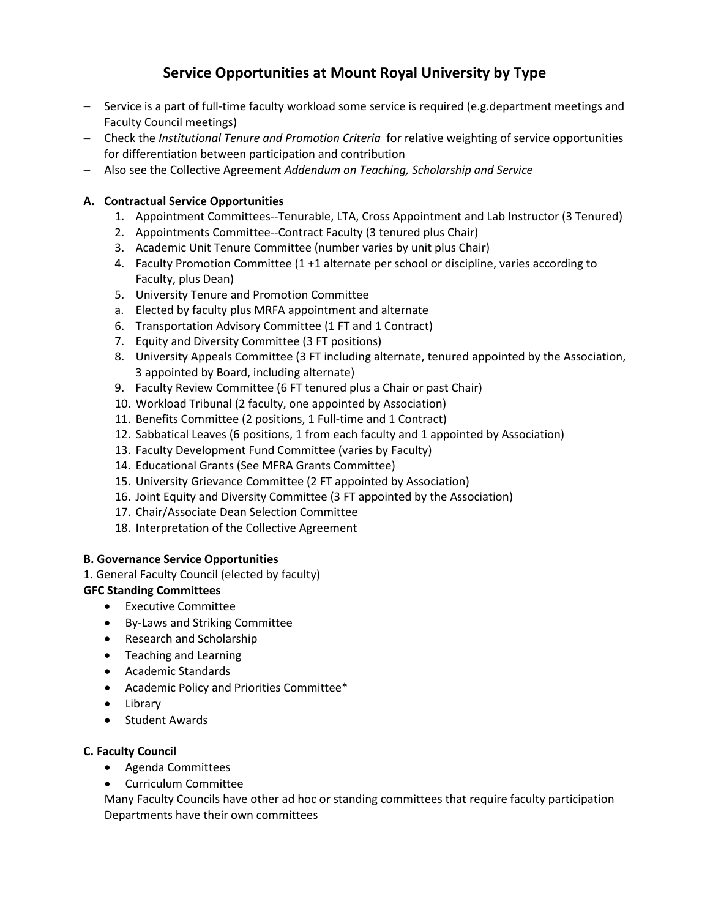# Service Opportunities at Mount Royal University by Type

- Service is a part of full-time faculty workload some service is required (e.g.department meetings and Faculty Council meetings)
- Check the *Institutional Tenure and Promotion Criteria* for relative weighting of service opportunities for differentiation between participation and contribution
- Also see the Collective Agreement *Addendum on Teaching, Scholarship and Service*

### A. Contractual Service Opportunities

1. Appointment Committees--Tenurable, LTA, Cross Appointment and Lab Instructor (3 Tenured)
2. Appointments Committee--Contract Faculty (3 tenured plus Chair)
3. Academic Unit Tenure Committee (number varies by unit plus Chair)
4. Faculty Promotion Committee (1 +1 alternate per school or discipline, varies according to Faculty, plus Dean)
5. University Tenure and Promotion Committee
   a. Elected by faculty plus MRFA appointment and alternate
6. Transportation Advisory Committee (1 FT and 1 Contract)
7. Equity and Diversity Committee (3 FT positions)
8. University Appeals Committee (3 FT including alternate, tenured appointed by the Association, 3 appointed by Board, including alternate)
9. Faculty Review Committee (6 FT tenured plus a Chair or past Chair)
10. Workload Tribunal (2 faculty, one appointed by Association)
11. Benefits Committee (2 positions, 1 Full-time and 1 Contract)
12. Sabbatical Leaves (6 positions, 1 from each faculty and 1 appointed by Association)
13. Faculty Development Fund Committee (varies by Faculty)
14. Educational Grants (See MFRA Grants Committee)
15. University Grievance Committee (2 FT appointed by Association)
16. Joint Equity and Diversity Committee (3 FT appointed by the Association)
17. Chair/Associate Dean Selection Committee
18. Interpretation of the Collective Agreement

### B. Governance Service Opportunities

1. General Faculty Council (elected by faculty)

**GFC Standing Committees**

- Executive Committee
- By-Laws and Striking Committee
- Research and Scholarship
- Teaching and Learning
- Academic Standards
- Academic Policy and Priorities Committee*
- Library
- Student Awards

### C. Faculty Council

- Agenda Committees
- Curriculum Committee

Many Faculty Councils have other ad hoc or standing committees that require faculty participation
Departments have their own committees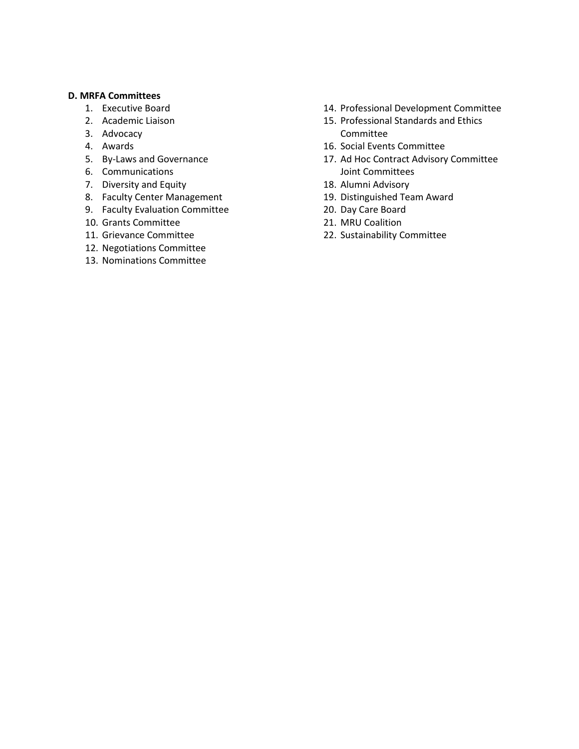**D. MRFA Committees**

1. Executive Board
2. Academic Liaison
3. Advocacy
4. Awards
5. By-Laws and Governance
6. Communications
7. Diversity and Equity
8. Faculty Center Management
9. Faculty Evaluation Committee
10. Grants Committee
11. Grievance Committee
12. Negotiations Committee
13. Nominations Committee
14. Professional Development Committee
15. Professional Standards and Ethics Committee
16. Social Events Committee
17. Ad Hoc Contract Advisory Committee
    Joint Committees
18. Alumni Advisory
19. Distinguished Team Award
20. Day Care Board
21. MRU Coalition
22. Sustainability Committee